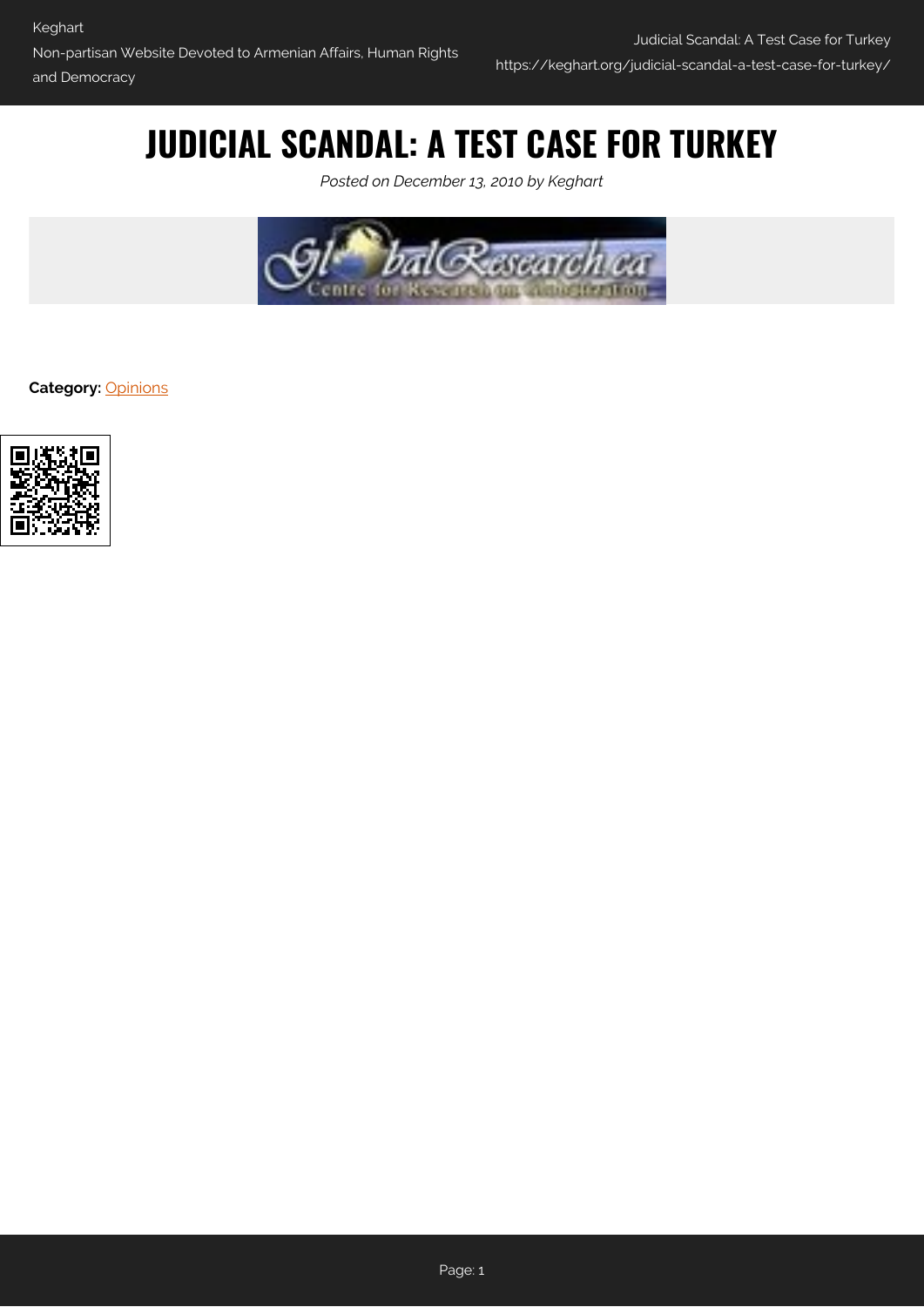# JUDICIAL SCANDAL: A TEST CASE FOR TURKEY

*Posted on December 13, 2010 by Keghart*

**Category:** Opinions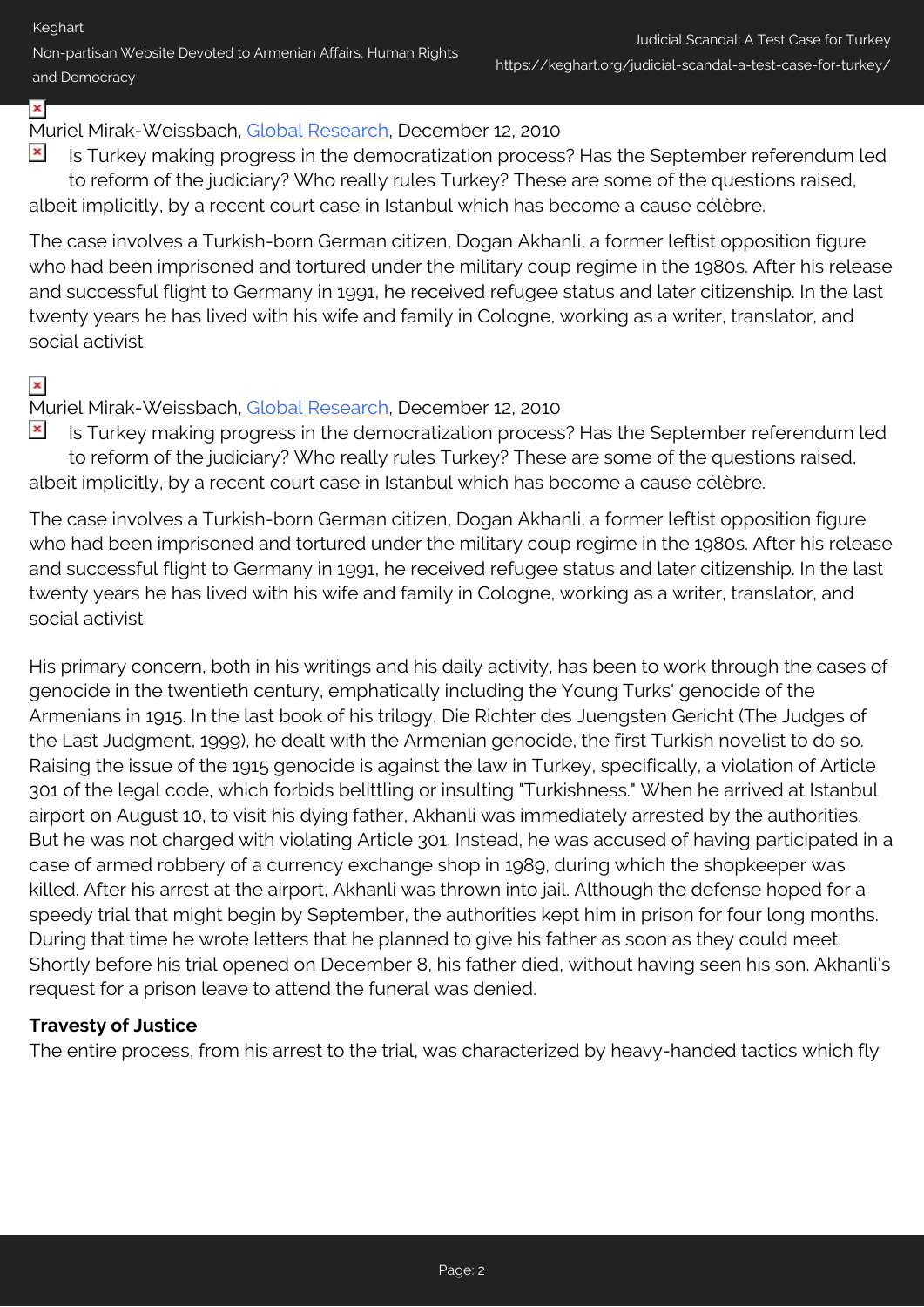Muriel Mirak-Weissbach, Global Research, December 12, 2010

Is Turkey making progress in the democratization process? Has the September referendum led to reform of the judiciary? Who really rules Turkey? These are some of the questions raised, albeit implicitly, by a recent court case in Istanbul which has become a cause célèbre.

The case involves a Turkish-born German citizen, Dogan Akhanli, a former leftist opposition figure who had been imprisoned and tortured under the military coup regime in the 1980s. After his release and successful flight to Germany in 1991, he received refugee status and later citizenship. In the last twenty years he has lived with his wife and family in Cologne, working as a writer, translator, and social activist.

Muriel Mirak-Weissbach, Global Research, December 12, 2010

Is Turkey making progress in the democratization process? Has the September referendum led to reform of the judiciary? Who really rules Turkey? These are some of the questions raised, albeit implicitly, by a recent court case in Istanbul which has become a cause célèbre.

The case involves a Turkish-born German citizen, Dogan Akhanli, a former leftist opposition figure who had been imprisoned and tortured under the military coup regime in the 1980s. After his release and successful flight to Germany in 1991, he received refugee status and later citizenship. In the last twenty years he has lived with his wife and family in Cologne, working as a writer, translator, and social activist.

His primary concern, both in his writings and his daily activity, has been to work through the cases of genocide in the twentieth century, emphatically including the Young Turks' genocide of the Armenians in 1915. In the last book of his trilogy, Die Richter des Juengsten Gericht (The Judges of the Last Judgment, 1999), he dealt with the Armenian genocide, the first Turkish novelist to do so. Raising the issue of the 1915 genocide is against the law in Turkey, specifically, a violation of Article 301 of the legal code, which forbids belittling or insulting "Turkishness." When he arrived at Istanbul airport on August 10, to visit his dying father, Akhanli was immediately arrested by the authorities. But he was not charged with violating Article 301. Instead, he was accused of having participated in a case of armed robbery of a currency exchange shop in 1989, during which the shopkeeper was killed. After his arrest at the airport, Akhanli was thrown into jail. Although the defense hoped for a speedy trial that might begin by September, the authorities kept him in prison for four long months. During that time he wrote letters that he planned to give his father as soon as they could meet. Shortly before his trial opened on December 8, his father died, without having seen his son. Akhanli's request for a prison leave to attend the funeral was denied.

**Travesty of Justice**

The entire process, from his arrest to the trial, was characterized by heavy-handed tactics which fly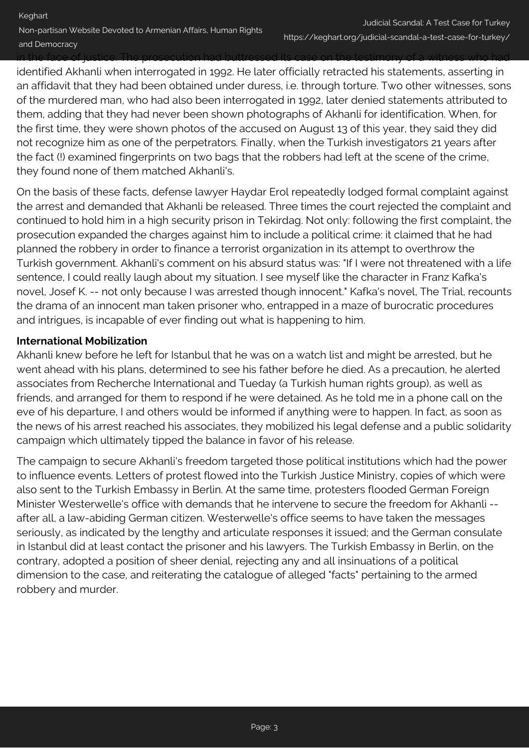in the face of justice. The prosecution had buttressed its case on the testimony of a witness who had identified Akhanli when interrogated in 1992. He later officially retracted his statements, asserting in an affidavit that they had been obtained under duress, i.e. through torture. Two other witnesses, sons of the murdered man, who had also been interrogated in 1992, later denied statements attributed to them, adding that they had never been shown photographs of Akhanli for identification. When, for the first time, they were shown photos of the accused on August 13 of this year, they said they did not recognize him as one of the perpetrators. Finally, when the Turkish investigators 21 years after the fact (!) examined fingerprints on two bags that the robbers had left at the scene of the crime, they found none of them matched Akhanli's.

On the basis of these facts, defense lawyer Haydar Erol repeatedly lodged formal complaint against the arrest and demanded that Akhanli be released. Three times the court rejected the complaint and continued to hold him in a high security prison in Tekirdag. Not only: following the first complaint, the prosecution expanded the charges against him to include a political crime: it claimed that he had planned the robbery in order to finance a terrorist organization in its attempt to overthrow the Turkish government. Akhanli's comment on his absurd status was: "If I were not threatened with a life sentence, I could really laugh about my situation. I see myself like the character in Franz Kafka's novel, Josef K. -- not only because I was arrested though innocent." Kafka's novel, The Trial, recounts the drama of an innocent man taken prisoner who, entrapped in a maze of burocratic procedures and intrigues, is incapable of ever finding out what is happening to him.

**International Mobilization**

Akhanli knew before he left for Istanbul that he was on a watch list and might be arrested, but he went ahead with his plans, determined to see his father before he died. As a precaution, he alerted associates from Recherche International and Tueday (a Turkish human rights group), as well as friends, and arranged for them to respond if he were detained. As he told me in a phone call on the eve of his departure, I and others would be informed if anything were to happen. In fact, as soon as the news of his arrest reached his associates, they mobilized his legal defense and a public solidarity campaign which ultimately tipped the balance in favor of his release.

The campaign to secure Akhanli's freedom targeted those political institutions which had the power to influence events. Letters of protest flowed into the Turkish Justice Ministry, copies of which were also sent to the Turkish Embassy in Berlin. At the same time, protesters flooded German Foreign Minister Westerwelle's office with demands that he intervene to secure the freedom for Akhanli -- after all, a law-abiding German citizen. Westerwelle's office seems to have taken the messages seriously, as indicated by the lengthy and articulate responses it issued; and the German consulate in Istanbul did at least contact the prisoner and his lawyers. The Turkish Embassy in Berlin, on the contrary, adopted a position of sheer denial, rejecting any and all insinuations of a political dimension to the case, and reiterating the catalogue of alleged "facts" pertaining to the armed robbery and murder.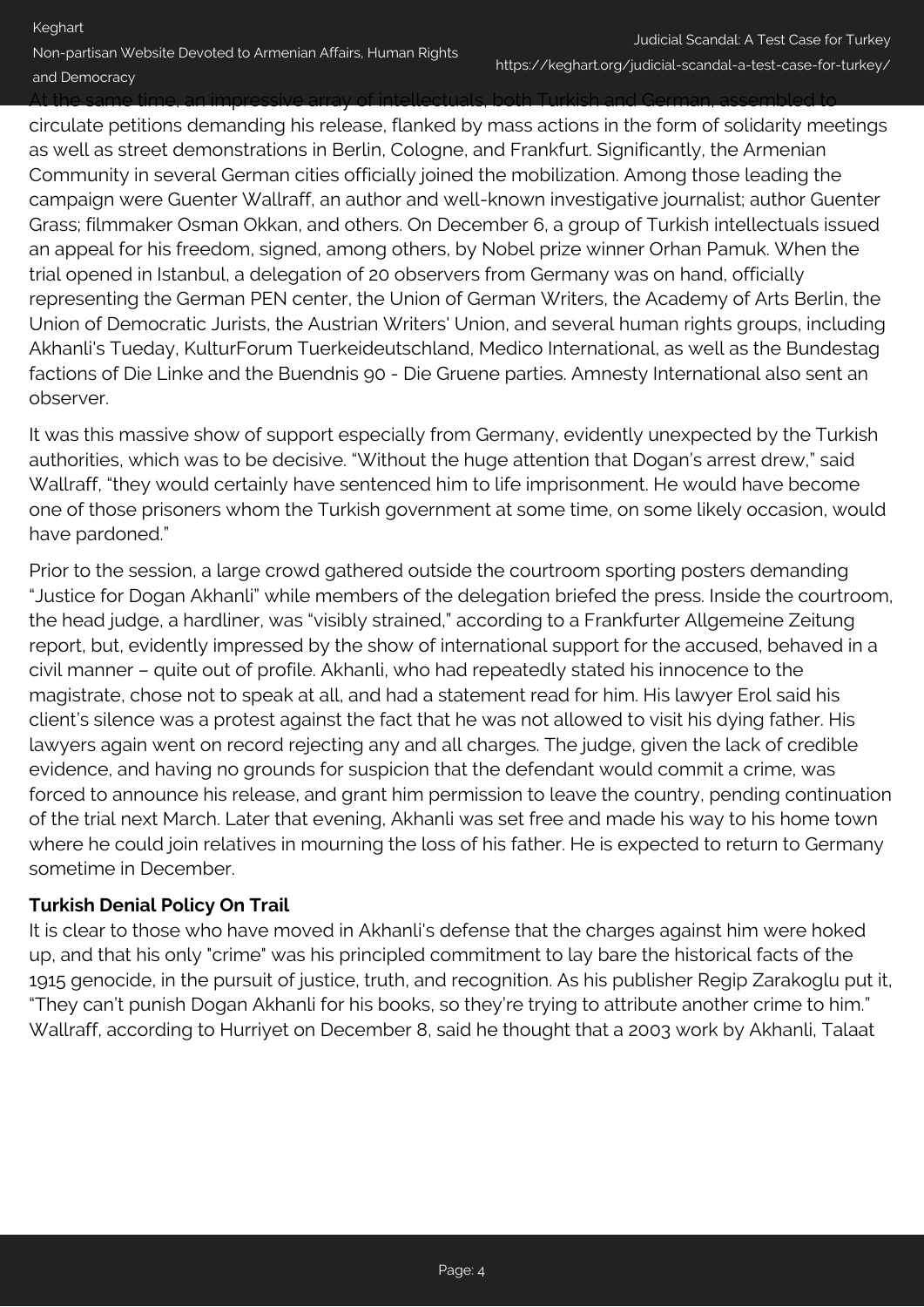At the same time, an impressive array of intellectuals, both Turkish and German, assembled to circulate petitions demanding his release, flanked by mass actions in the form of solidarity meetings as well as street demonstrations in Berlin, Cologne, and Frankfurt. Significantly, the Armenian Community in several German cities officially joined the mobilization. Among those leading the campaign were Guenter Wallraff, an author and well-known investigative journalist; author Guenter Grass; filmmaker Osman Okkan, and others. On December 6, a group of Turkish intellectuals issued an appeal for his freedom, signed, among others, by Nobel prize winner Orhan Pamuk. When the trial opened in Istanbul, a delegation of 20 observers from Germany was on hand, officially representing the German PEN center, the Union of German Writers, the Academy of Arts Berlin, the Union of Democratic Jurists, the Austrian Writers' Union, and several human rights groups, including Akhanli's Tueday, KulturForum Tuerkeideutschland, Medico International, as well as the Bundestag factions of Die Linke and the Buendnis 90 - Die Gruene parties. Amnesty International also sent an observer.

It was this massive show of support especially from Germany, evidently unexpected by the Turkish authorities, which was to be decisive. "Without the huge attention that Dogan's arrest drew," said Wallraff, "they would certainly have sentenced him to life imprisonment. He would have become one of those prisoners whom the Turkish government at some time, on some likely occasion, would have pardoned."

Prior to the session, a large crowd gathered outside the courtroom sporting posters demanding "Justice for Dogan Akhanli" while members of the delegation briefed the press. Inside the courtroom, the head judge, a hardliner, was "visibly strained," according to a Frankfurter Allgemeine Zeitung report, but, evidently impressed by the show of international support for the accused, behaved in a civil manner – quite out of profile. Akhanli, who had repeatedly stated his innocence to the magistrate, chose not to speak at all, and had a statement read for him. His lawyer Erol said his client's silence was a protest against the fact that he was not allowed to visit his dying father. His lawyers again went on record rejecting any and all charges. The judge, given the lack of credible evidence, and having no grounds for suspicion that the defendant would commit a crime, was forced to announce his release, and grant him permission to leave the country, pending continuation of the trial next March. Later that evening, Akhanli was set free and made his way to his home town where he could join relatives in mourning the loss of his father. He is expected to return to Germany sometime in December.

**Turkish Denial Policy On Trail**

It is clear to those who have moved in Akhanli's defense that the charges against him were hoked up, and that his only "crime" was his principled commitment to lay bare the historical facts of the 1915 genocide, in the pursuit of justice, truth, and recognition. As his publisher Regip Zarakoglu put it, "They can't punish Dogan Akhanli for his books, so they're trying to attribute another crime to him." Wallraff, according to Hurriyet on December 8, said he thought that a 2003 work by Akhanli, Talaat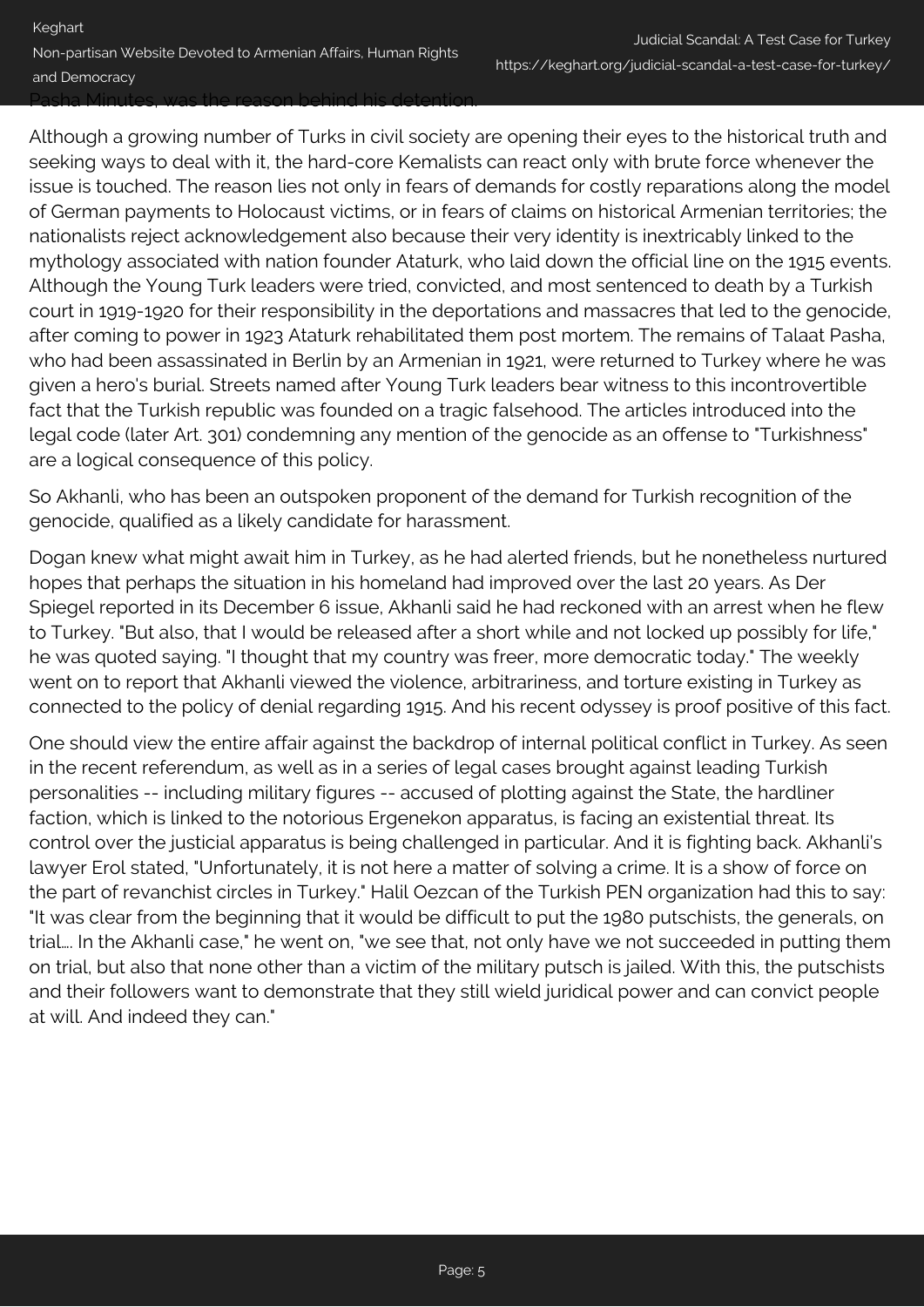Pasha Minutes, was the reason behind his detention.

Although a growing number of Turks in civil society are opening their eyes to the historical truth and seeking ways to deal with it, the hard-core Kemalists can react only with brute force whenever the issue is touched. The reason lies not only in fears of demands for costly reparations along the model of German payments to Holocaust victims, or in fears of claims on historical Armenian territories; the nationalists reject acknowledgement also because their very identity is inextricably linked to the mythology associated with nation founder Ataturk, who laid down the official line on the 1915 events. Although the Young Turk leaders were tried, convicted, and most sentenced to death by a Turkish court in 1919-1920 for their responsibility in the deportations and massacres that led to the genocide, after coming to power in 1923 Ataturk rehabilitated them post mortem. The remains of Talaat Pasha, who had been assassinated in Berlin by an Armenian in 1921, were returned to Turkey where he was given a hero's burial. Streets named after Young Turk leaders bear witness to this incontrovertible fact that the Turkish republic was founded on a tragic falsehood. The articles introduced into the legal code (later Art. 301) condemning any mention of the genocide as an offense to "Turkishness" are a logical consequence of this policy.

So Akhanli, who has been an outspoken proponent of the demand for Turkish recognition of the genocide, qualified as a likely candidate for harassment.

Dogan knew what might await him in Turkey, as he had alerted friends, but he nonetheless nurtured hopes that perhaps the situation in his homeland had improved over the last 20 years. As Der Spiegel reported in its December 6 issue, Akhanli said he had reckoned with an arrest when he flew to Turkey. "But also, that I would be released after a short while and not locked up possibly for life," he was quoted saying. "I thought that my country was freer, more democratic today." The weekly went on to report that Akhanli viewed the violence, arbitrariness, and torture existing in Turkey as connected to the policy of denial regarding 1915. And his recent odyssey is proof positive of this fact.

One should view the entire affair against the backdrop of internal political conflict in Turkey. As seen in the recent referendum, as well as in a series of legal cases brought against leading Turkish personalities -- including military figures -- accused of plotting against the State, the hardliner faction, which is linked to the notorious Ergenekon apparatus, is facing an existential threat. Its control over the justicial apparatus is being challenged in particular. And it is fighting back. Akhanli's lawyer Erol stated, "Unfortunately, it is not here a matter of solving a crime. It is a show of force on the part of revanchist circles in Turkey." Halil Oezcan of the Turkish PEN organization had this to say: "It was clear from the beginning that it would be difficult to put the 1980 putschists, the generals, on trial…. In the Akhanli case," he went on, "we see that, not only have we not succeeded in putting them on trial, but also that none other than a victim of the military putsch is jailed. With this, the putschists and their followers want to demonstrate that they still wield juridical power and can convict people at will. And indeed they can."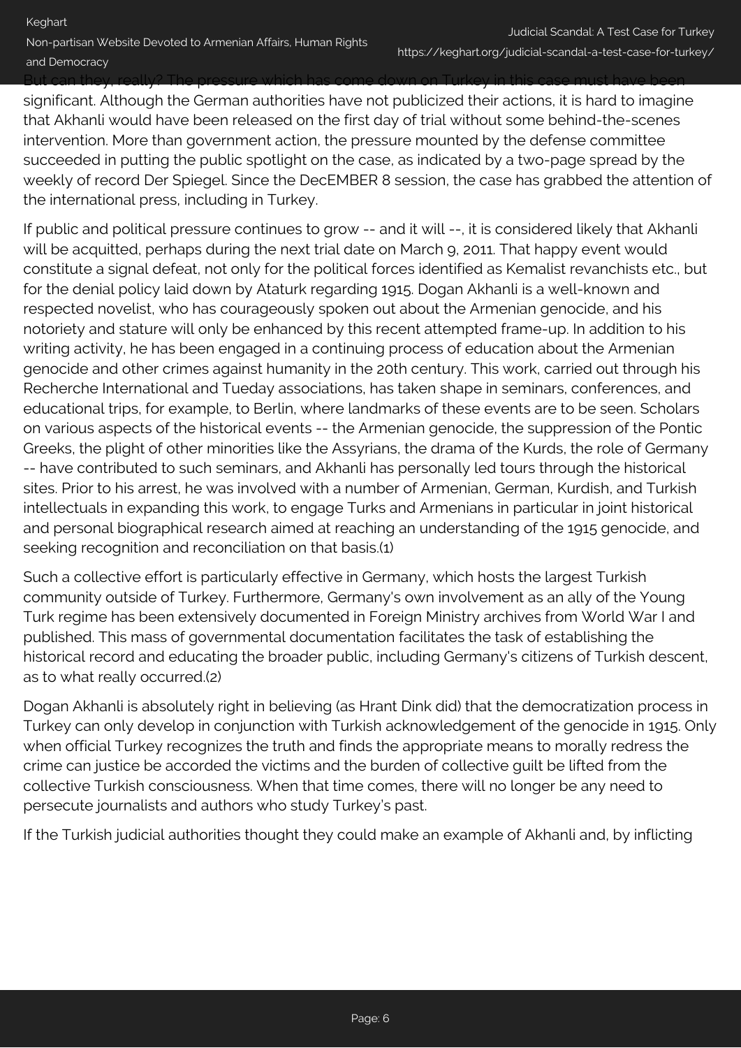But can they, really? The pressure which has come down on Turkey in this case must have been significant. Although the German authorities have not publicized their actions, it is hard to imagine that Akhanli would have been released on the first day of trial without some behind-the-scenes intervention. More than government action, the pressure mounted by the defense committee succeeded in putting the public spotlight on the case, as indicated by a two-page spread by the weekly of record Der Spiegel. Since the DecEMBER 8 session, the case has grabbed the attention of the international press, including in Turkey.

If public and political pressure continues to grow -- and it will --, it is considered likely that Akhanli will be acquitted, perhaps during the next trial date on March 9, 2011. That happy event would constitute a signal defeat, not only for the political forces identified as Kemalist revanchists etc., but for the denial policy laid down by Ataturk regarding 1915. Dogan Akhanli is a well-known and respected novelist, who has courageously spoken out about the Armenian genocide, and his notoriety and stature will only be enhanced by this recent attempted frame-up. In addition to his writing activity, he has been engaged in a continuing process of education about the Armenian genocide and other crimes against humanity in the 20th century. This work, carried out through his Recherche International and Tueday associations, has taken shape in seminars, conferences, and educational trips, for example, to Berlin, where landmarks of these events are to be seen. Scholars on various aspects of the historical events -- the Armenian genocide, the suppression of the Pontic Greeks, the plight of other minorities like the Assyrians, the drama of the Kurds, the role of Germany -- have contributed to such seminars, and Akhanli has personally led tours through the historical sites. Prior to his arrest, he was involved with a number of Armenian, German, Kurdish, and Turkish intellectuals in expanding this work, to engage Turks and Armenians in particular in joint historical and personal biographical research aimed at reaching an understanding of the 1915 genocide, and seeking recognition and reconciliation on that basis.(1)

Such a collective effort is particularly effective in Germany, which hosts the largest Turkish community outside of Turkey. Furthermore, Germany's own involvement as an ally of the Young Turk regime has been extensively documented in Foreign Ministry archives from World War I and published. This mass of governmental documentation facilitates the task of establishing the historical record and educating the broader public, including Germany's citizens of Turkish descent, as to what really occurred.(2)

Dogan Akhanli is absolutely right in believing (as Hrant Dink did) that the democratization process in Turkey can only develop in conjunction with Turkish acknowledgement of the genocide in 1915. Only when official Turkey recognizes the truth and finds the appropriate means to morally redress the crime can justice be accorded the victims and the burden of collective guilt be lifted from the collective Turkish consciousness. When that time comes, there will no longer be any need to persecute journalists and authors who study Turkey's past.

If the Turkish judicial authorities thought they could make an example of Akhanli and, by inflicting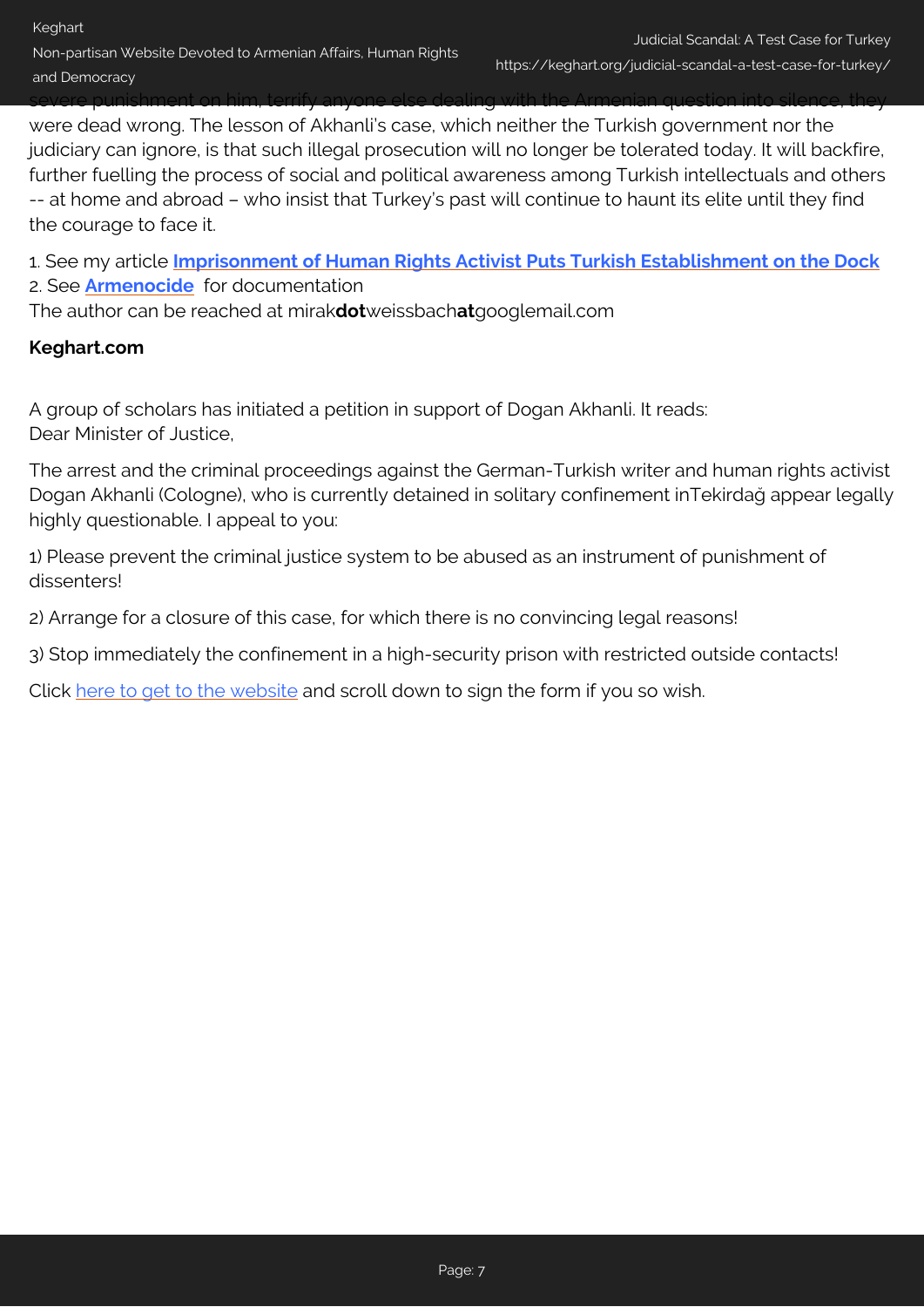severe punishment on him, terrify anyone else dealing with the Armenian question into silence, they were dead wrong. The lesson of Akhanli's case, which neither the Turkish government nor the judiciary can ignore, is that such illegal prosecution will no longer be tolerated today. It will backfire, further fuelling the process of social and political awareness among Turkish intellectuals and others -- at home and abroad – who insist that Turkey's past will continue to haunt its elite until they find the courage to face it.

1. See my article **Imprisonment of Human Rights Activist Puts Turkish Establishment on the Dock**
2. See **Armenocide** for documentation

The author can be reached at mirak**dot**weissbach**at**googlemail.com

**Keghart.com**

A group of scholars has initiated a petition in support of Dogan Akhanli. It reads:
Dear Minister of Justice,

The arrest and the criminal proceedings against the German-Turkish writer and human rights activist Dogan Akhanli (Cologne), who is currently detained in solitary confinement inTekirdağ appear legally highly questionable. I appeal to you:

1) Please prevent the criminal justice system to be abused as an instrument of punishment of dissenters!

2) Arrange for a closure of this case, for which there is no convincing legal reasons!

3) Stop immediately the confinement in a high-security prison with restricted outside contacts!

Click here to get to the website and scroll down to sign the form if you so wish.